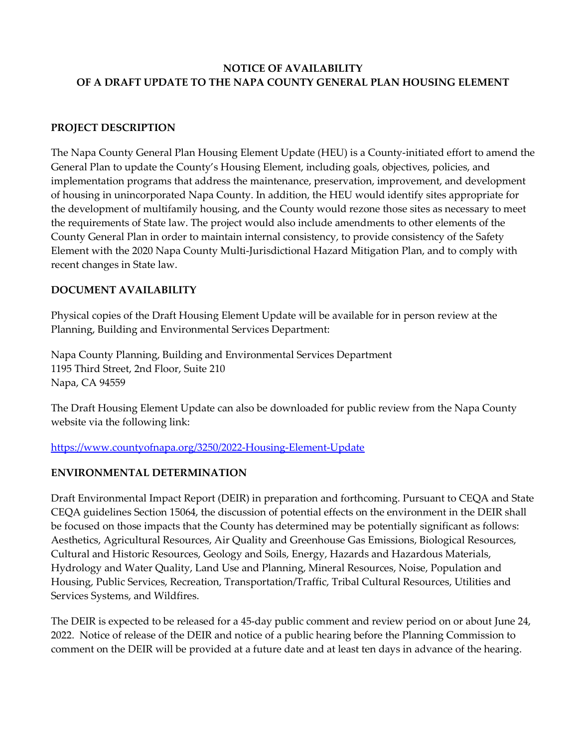# NOTICE OF AVAILABILITY OF A DRAFT UPDATE TO THE NAPA COUNTY GENERAL PLAN HOUSING ELEMENT

## PROJECT DESCRIPTION

The Napa County General Plan Housing Element Update (HEU) is a County-initiated effort to amend the General Plan to update the County's Housing Element, including goals, objectives, policies, and implementation programs that address the maintenance, preservation, improvement, and development of housing in unincorporated Napa County. In addition, the HEU would identify sites appropriate for the development of multifamily housing, and the County would rezone those sites as necessary to meet the requirements of State law. The project would also include amendments to other elements of the County General Plan in order to maintain internal consistency, to provide consistency of the Safety Element with the 2020 Napa County Multi-Jurisdictional Hazard Mitigation Plan, and to comply with recent changes in State law.

## DOCUMENT AVAILABILITY

Physical copies of the Draft Housing Element Update will be available for in person review at the Planning, Building and Environmental Services Department:

Napa County Planning, Building and Environmental Services Department
1195 Third Street, 2nd Floor, Suite 210
Napa, CA 94559

The Draft Housing Element Update can also be downloaded for public review from the Napa County website via the following link:

https://www.countyofnapa.org/3250/2022-Housing-Element-Update

## ENVIRONMENTAL DETERMINATION

Draft Environmental Impact Report (DEIR) in preparation and forthcoming. Pursuant to CEQA and State CEQA guidelines Section 15064, the discussion of potential effects on the environment in the DEIR shall be focused on those impacts that the County has determined may be potentially significant as follows: Aesthetics, Agricultural Resources, Air Quality and Greenhouse Gas Emissions, Biological Resources, Cultural and Historic Resources, Geology and Soils, Energy, Hazards and Hazardous Materials, Hydrology and Water Quality, Land Use and Planning, Mineral Resources, Noise, Population and Housing, Public Services, Recreation, Transportation/Traffic, Tribal Cultural Resources, Utilities and Services Systems, and Wildfires.

The DEIR is expected to be released for a 45-day public comment and review period on or about June 24, 2022. Notice of release of the DEIR and notice of a public hearing before the Planning Commission to comment on the DEIR will be provided at a future date and at least ten days in advance of the hearing.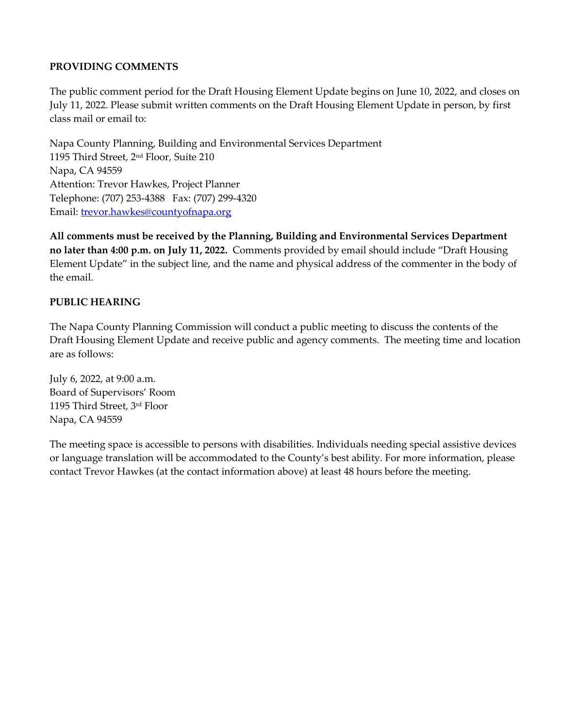**PROVIDING COMMENTS**

The public comment period for the Draft Housing Element Update begins on June 10, 2022, and closes on July 11, 2022. Please submit written comments on the Draft Housing Element Update in person, by first class mail or email to:

Napa County Planning, Building and Environmental Services Department
1195 Third Street, 2nd Floor, Suite 210
Napa, CA 94559
Attention: Trevor Hawkes, Project Planner
Telephone: (707) 253-4388 Fax: (707) 299-4320
Email: trevor.hawkes@countyofnapa.org

**All comments must be received by the Planning, Building and Environmental Services Department no later than 4:00 p.m. on July 11, 2022.** Comments provided by email should include "Draft Housing Element Update" in the subject line, and the name and physical address of the commenter in the body of the email.

**PUBLIC HEARING**

The Napa County Planning Commission will conduct a public meeting to discuss the contents of the Draft Housing Element Update and receive public and agency comments. The meeting time and location are as follows:

July 6, 2022, at 9:00 a.m.
Board of Supervisors' Room
1195 Third Street, 3rd Floor
Napa, CA 94559

The meeting space is accessible to persons with disabilities. Individuals needing special assistive devices or language translation will be accommodated to the County's best ability. For more information, please contact Trevor Hawkes (at the contact information above) at least 48 hours before the meeting.